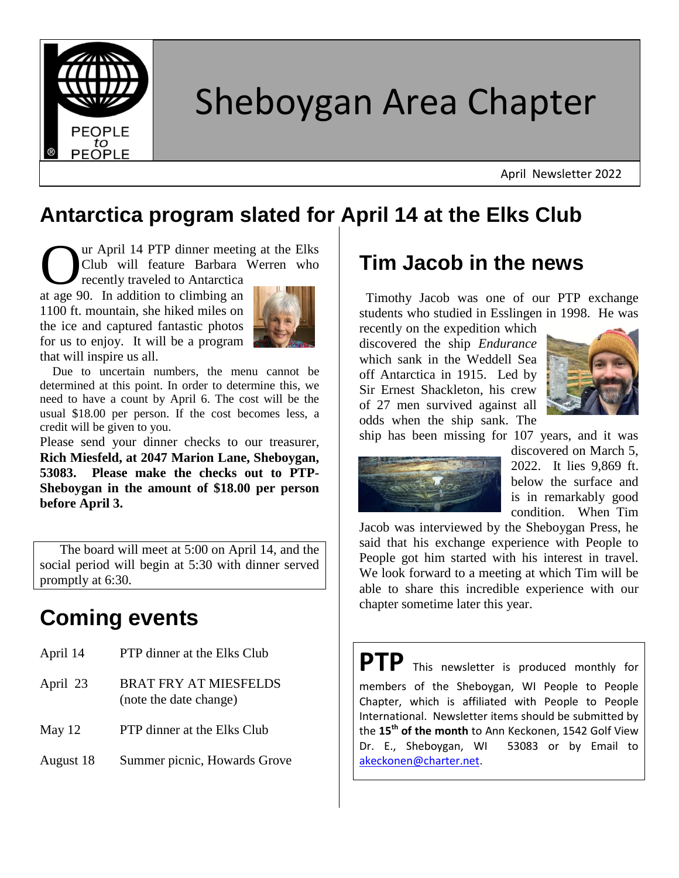# Sheboygan Area Chapter

April Newsletter 2022

## Antarctica program slated for April 14 at the Elks Club

Our April 14 PTP dinner meeting at the Elks Club will feature Barbara Werren who recently traveled to Antarctica at age 90. In addition to climbing an 1100 ft. mountain, she hiked miles on the ice and captured fantastic photos for us to enjoy. It will be a program that will inspire us all.

Due to uncertain numbers, the menu cannot be determined at this point. In order to determine this, we need to have a count by April 6. The cost will be the usual $18.00 per person. If the cost becomes less, a credit will be given to you.

Please send your dinner checks to our treasurer, **Rich Miesfeld, at 2047 Marion Lane, Sheboygan, 53083. Please make the checks out to PTP-Sheboygan in the amount of $18.00 per person before April 3.**

The board will meet at 5:00 on April 14, and the social period will begin at 5:30 with dinner served promptly at 6:30.

## Coming events

| | |
|---|---|
| April 14 | PTP dinner at the Elks Club |
| April 23 | BRAT FRY AT MIESFELDS (note the date change) |
| May 12 | PTP dinner at the Elks Club |
| August 18 | Summer picnic, Howards Grove |

## Tim Jacob in the news

Timothy Jacob was one of our PTP exchange students who studied in Esslingen in 1998. He was recently on the expedition which discovered the ship *Endurance* which sank in the Weddell Sea off Antarctica in 1915. Led by Sir Ernest Shackleton, his crew of 27 men survived against all odds when the ship sank. The ship has been missing for 107 years, and it was discovered on March 5, 2022. It lies 9,869 ft. below the surface and is in remarkably good condition. When Tim Jacob was interviewed by the Sheboygan Press, he said that his exchange experience with People to People got him started with his interest in travel. We look forward to a meeting at which Tim will be able to share this incredible experience with our chapter sometime later this year.

**PTP** This newsletter is produced monthly for members of the Sheboygan, WI People to People Chapter, which is affiliated with People to People International. Newsletter items should be submitted by the **15th of the month** to Ann Keckonen, 1542 Golf View Dr. E., Sheboygan, WI 53083 or by Email to akeckonen@charter.net.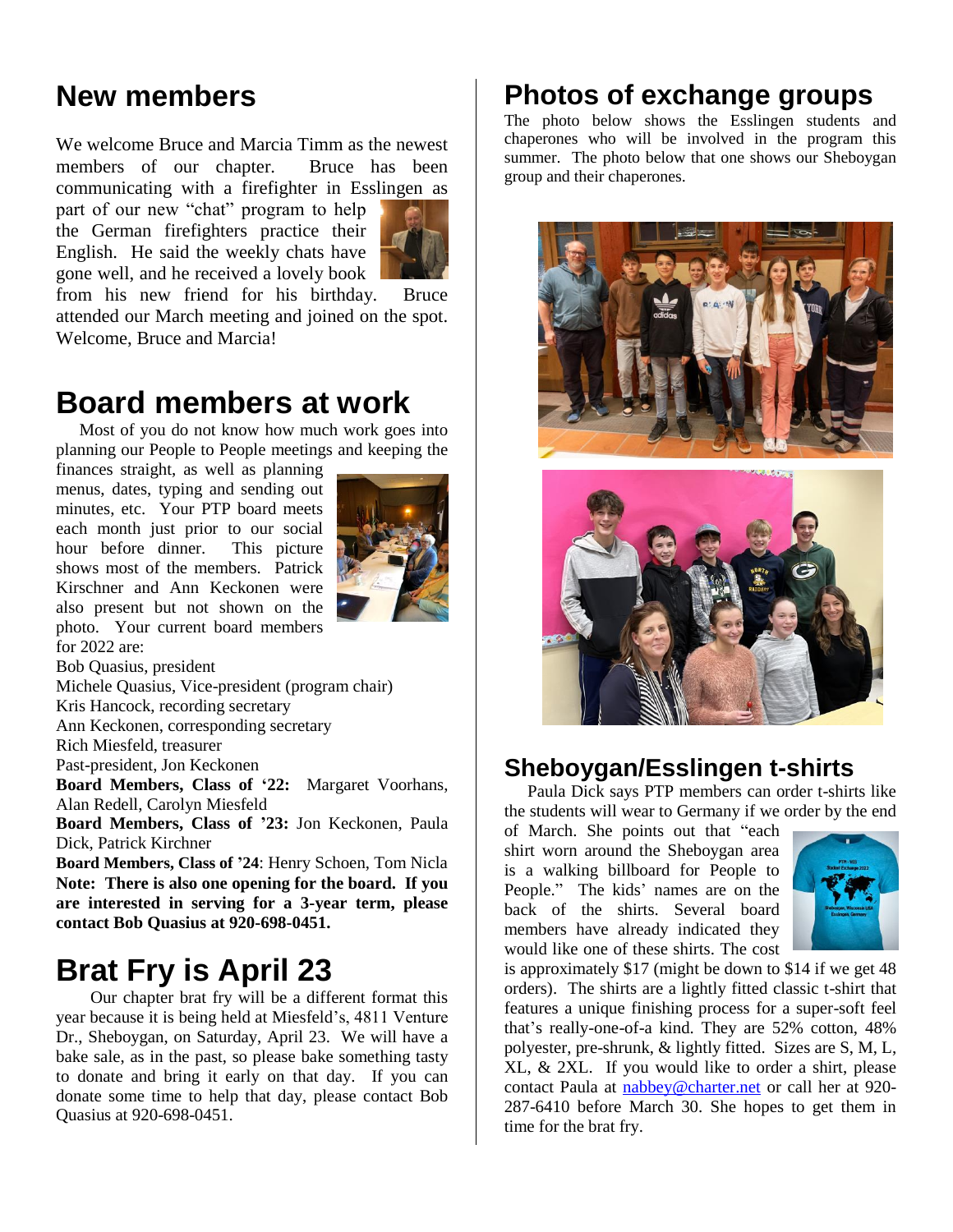## New members

We welcome Bruce and Marcia Timm as the newest members of our chapter. Bruce has been communicating with a firefighter in Esslingen as part of our new "chat" program to help the German firefighters practice their English. He said the weekly chats have gone well, and he received a lovely book from his new friend for his birthday. Bruce attended our March meeting and joined on the spot. Welcome, Bruce and Marcia!

## Board members at work

Most of you do not know how much work goes into planning our People to People meetings and keeping the finances straight, as well as planning menus, dates, typing and sending out minutes, etc. Your PTP board meets each month just prior to our social hour before dinner. This picture shows most of the members. Patrick Kirschner and Ann Keckonen were also present but not shown on the photo. Your current board members for 2022 are:

Bob Quasius, president
Michele Quasius, Vice-president (program chair)
Kris Hancock, recording secretary
Ann Keckonen, corresponding secretary
Rich Miesfeld, treasurer
Past-president, Jon Keckonen
**Board Members, Class of '22:** Margaret Voorhans, Alan Redell, Carolyn Miesfeld
**Board Members, Class of '23:** Jon Keckonen, Paula Dick, Patrick Kirchner
**Board Members, Class of '24**: Henry Schoen, Tom Nicla
**Note: There is also one opening for the board. If you are interested in serving for a 3-year term, please contact Bob Quasius at 920-698-0451.**

## Brat Fry is April 23

Our chapter brat fry will be a different format this year because it is being held at Miesfeld's, 4811 Venture Dr., Sheboygan, on Saturday, April 23. We will have a bake sale, as in the past, so please bake something tasty to donate and bring it early on that day. If you can donate some time to help that day, please contact Bob Quasius at 920-698-0451.

## Photos of exchange groups

The photo below shows the Esslingen students and chaperones who will be involved in the program this summer. The photo below that one shows our Sheboygan group and their chaperones.

## Sheboygan/Esslingen t-shirts

Paula Dick says PTP members can order t-shirts like the students will wear to Germany if we order by the end of March. She points out that "each shirt worn around the Sheboygan area is a walking billboard for People to People." The kids' names are on the back of the shirts. Several board members have already indicated they would like one of these shirts. The cost is approximately $17 (might be down to $14 if we get 48 orders). The shirts are a lightly fitted classic t-shirt that features a unique finishing process for a super-soft feel that's really-one-of-a kind. They are 52% cotton, 48% polyester, pre-shrunk, & lightly fitted. Sizes are S, M, L, XL, & 2XL. If you would like to order a shirt, please contact Paula at nabbey@charter.net or call her at 920-287-6410 before March 30. She hopes to get them in time for the brat fry.